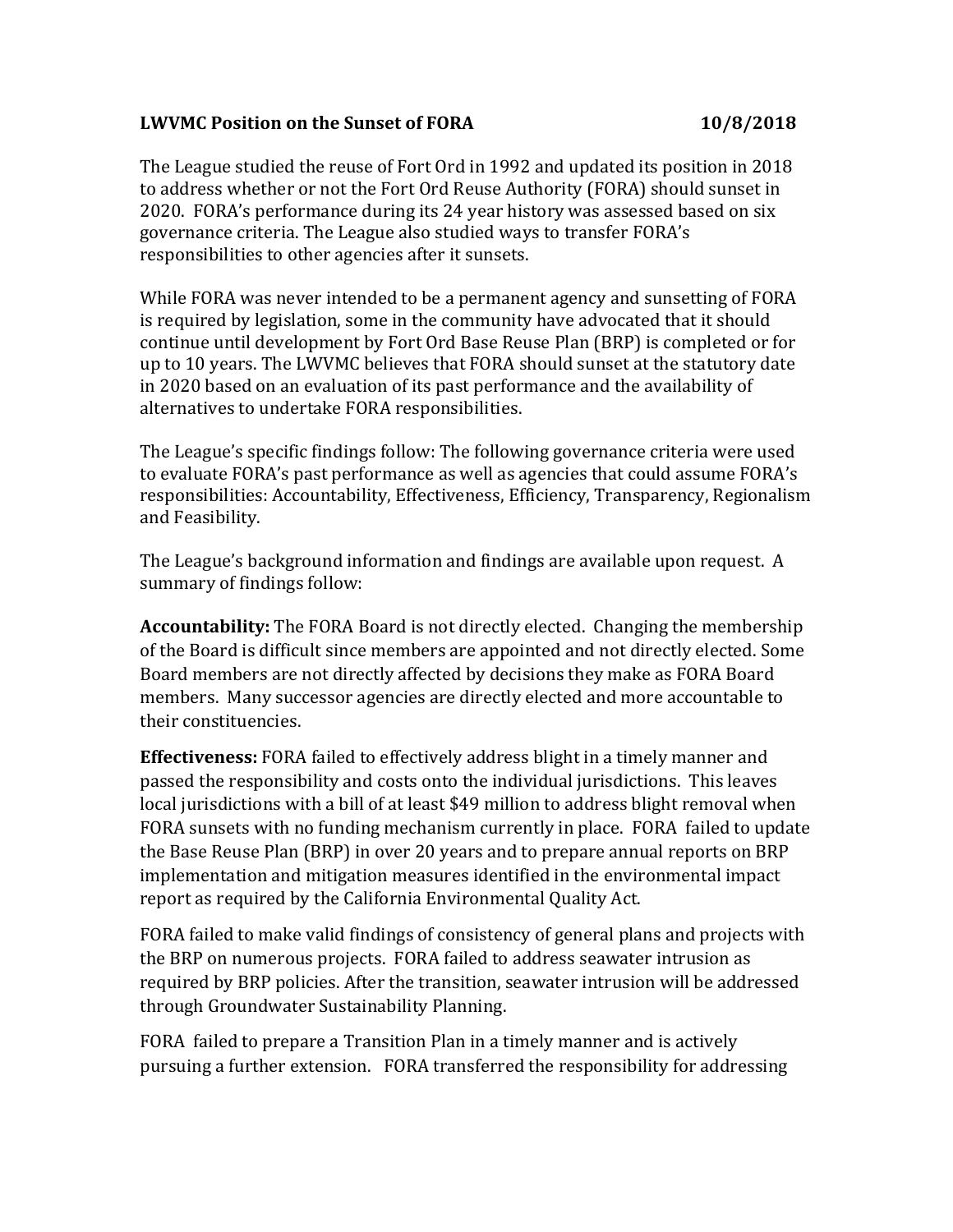**LWVMC Position on the Sunset of FORA** **10/8/2018**

The League studied the reuse of Fort Ord in 1992 and updated its position in 2018 to address whether or not the Fort Ord Reuse Authority (FORA) should sunset in 2020. FORA's performance during its 24 year history was assessed based on six governance criteria. The League also studied ways to transfer FORA's responsibilities to other agencies after it sunsets.

While FORA was never intended to be a permanent agency and sunsetting of FORA is required by legislation, some in the community have advocated that it should continue until development by Fort Ord Base Reuse Plan (BRP) is completed or for up to 10 years. The LWVMC believes that FORA should sunset at the statutory date in 2020 based on an evaluation of its past performance and the availability of alternatives to undertake FORA responsibilities.

The League's specific findings follow: The following governance criteria were used to evaluate FORA's past performance as well as agencies that could assume FORA's responsibilities: Accountability, Effectiveness, Efficiency, Transparency, Regionalism and Feasibility.

The League's background information and findings are available upon request. A summary of findings follow:

**Accountability:** The FORA Board is not directly elected. Changing the membership of the Board is difficult since members are appointed and not directly elected. Some Board members are not directly affected by decisions they make as FORA Board members. Many successor agencies are directly elected and more accountable to their constituencies.

**Effectiveness:** FORA failed to effectively address blight in a timely manner and passed the responsibility and costs onto the individual jurisdictions. This leaves local jurisdictions with a bill of at least $49 million to address blight removal when FORA sunsets with no funding mechanism currently in place. FORA failed to update the Base Reuse Plan (BRP) in over 20 years and to prepare annual reports on BRP implementation and mitigation measures identified in the environmental impact report as required by the California Environmental Quality Act.

FORA failed to make valid findings of consistency of general plans and projects with the BRP on numerous projects. FORA failed to address seawater intrusion as required by BRP policies. After the transition, seawater intrusion will be addressed through Groundwater Sustainability Planning.

FORA failed to prepare a Transition Plan in a timely manner and is actively pursuing a further extension. FORA transferred the responsibility for addressing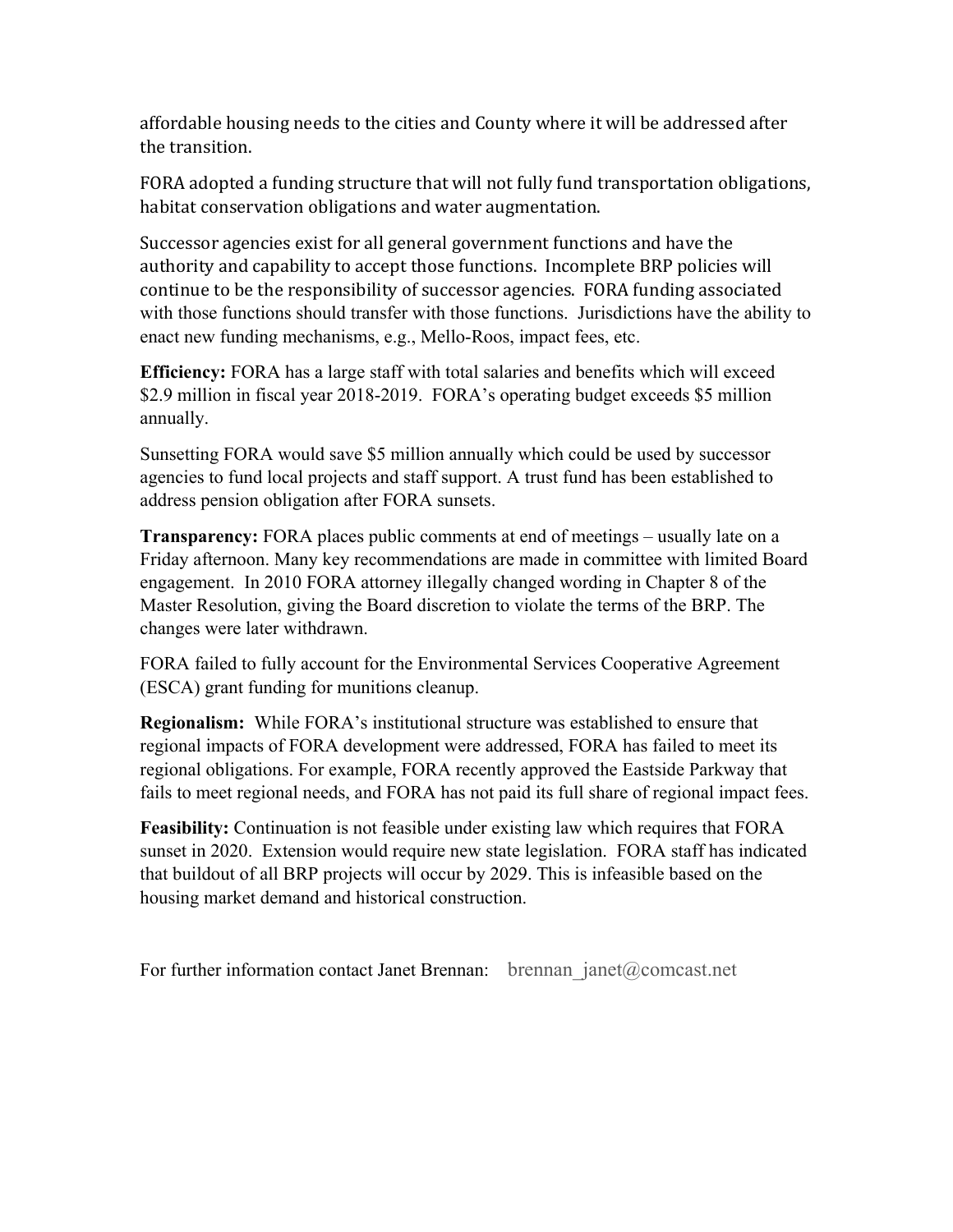affordable housing needs to the cities and County where it will be addressed after the transition.

FORA adopted a funding structure that will not fully fund transportation obligations, habitat conservation obligations and water augmentation.

Successor agencies exist for all general government functions and have the authority and capability to accept those functions. Incomplete BRP policies will continue to be the responsibility of successor agencies. FORA funding associated with those functions should transfer with those functions. Jurisdictions have the ability to enact new funding mechanisms, e.g., Mello-Roos, impact fees, etc.

**Efficiency:** FORA has a large staff with total salaries and benefits which will exceed $2.9 million in fiscal year 2018-2019. FORA's operating budget exceeds $5 million annually.

Sunsetting FORA would save $5 million annually which could be used by successor agencies to fund local projects and staff support. A trust fund has been established to address pension obligation after FORA sunsets.

**Transparency:** FORA places public comments at end of meetings – usually late on a Friday afternoon. Many key recommendations are made in committee with limited Board engagement. In 2010 FORA attorney illegally changed wording in Chapter 8 of the Master Resolution, giving the Board discretion to violate the terms of the BRP. The changes were later withdrawn.

FORA failed to fully account for the Environmental Services Cooperative Agreement (ESCA) grant funding for munitions cleanup.

**Regionalism:** While FORA's institutional structure was established to ensure that regional impacts of FORA development were addressed, FORA has failed to meet its regional obligations. For example, FORA recently approved the Eastside Parkway that fails to meet regional needs, and FORA has not paid its full share of regional impact fees.

**Feasibility:** Continuation is not feasible under existing law which requires that FORA sunset in 2020. Extension would require new state legislation. FORA staff has indicated that buildout of all BRP projects will occur by 2029. This is infeasible based on the housing market demand and historical construction.

For further information contact Janet Brennan: brennan_janet@comcast.net